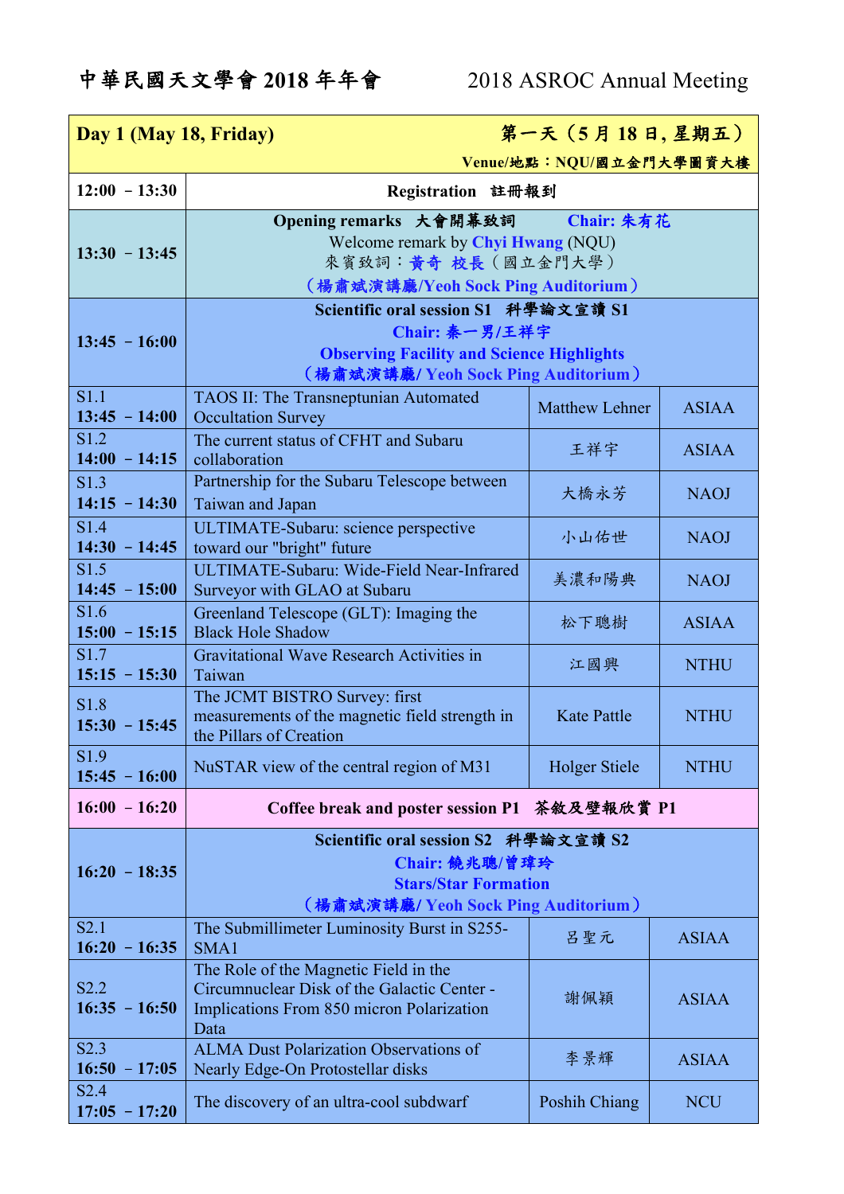# 中華民國天文學會 2018 年年會　　2018 ASROC Annual Meeting

| Day 1 (May 18, Friday) | 第一天（5 月 18 日, 星期五） Venue/地點：NQU/國立金門大學圖資大樓 | | |
|---|---|---|---|
| 12:00 － 13:30 | Registration　註冊報到 | | |
| 13:30 － 13:45 | Opening remarks　大會開幕致詞　Chair: 朱有花<br>Welcome remark by Chyi Hwang (NQU)<br>來賓致詞：黃奇 校長（國立金門大學）<br>（楊肅斌演講廳/Yeoh Sock Ping Auditorium） | | |
| 13:45 － 16:00 | Scientific oral session S1　科學論文宣讀 S1<br>Chair: 秦一男/王祥宇<br>Observing Facility and Science Highlights<br>（楊肅斌演講廳/ Yeoh Sock Ping Auditorium） | | |
| S1.1<br>13:45 － 14:00 | TAOS II: The Transneptunian Automated Occultation Survey | Matthew Lehner | ASIAA |
| S1.2<br>14:00 － 14:15 | The current status of CFHT and Subaru collaboration | 王祥宇 | ASIAA |
| S1.3<br>14:15 － 14:30 | Partnership for the Subaru Telescope between Taiwan and Japan | 大橋永芳 | NAOJ |
| S1.4<br>14:30 － 14:45 | ULTIMATE-Subaru: science perspective toward our "bright" future | 小山佑世 | NAOJ |
| S1.5<br>14:45 － 15:00 | ULTIMATE-Subaru: Wide-Field Near-Infrared Surveyor with GLAO at Subaru | 美濃和陽典 | NAOJ |
| S1.6<br>15:00 － 15:15 | Greenland Telescope (GLT): Imaging the Black Hole Shadow | 松下聰樹 | ASIAA |
| S1.7<br>15:15 － 15:30 | Gravitational Wave Research Activities in Taiwan | 江國興 | NTHU |
| S1.8<br>15:30 － 15:45 | The JCMT BISTRO Survey: first measurements of the magnetic field strength in the Pillars of Creation | Kate Pattle | NTHU |
| S1.9<br>15:45 － 16:00 | NuSTAR view of the central region of M31 | Holger Stiele | NTHU |
| 16:00 － 16:20 | Coffee break and poster session P1　茶敘及壁報欣賞 P1 | | |
| 16:20 － 18:35 | Scientific oral session S2　科學論文宣讀 S2<br>Chair: 饒兆聰/曾瑋玲<br>Stars/Star Formation<br>（楊肅斌演講廳/ Yeoh Sock Ping Auditorium） | | |
| S2.1<br>16:20 － 16:35 | The Submillimeter Luminosity Burst in S255-SMA1 | 呂聖元 | ASIAA |
| S2.2<br>16:35 － 16:50 | The Role of the Magnetic Field in the Circumnuclear Disk of the Galactic Center - Implications From 850 micron Polarization Data | 謝佩穎 | ASIAA |
| S2.3<br>16:50 － 17:05 | ALMA Dust Polarization Observations of Nearly Edge-On Protostellar disks | 李景輝 | ASIAA |
| S2.4<br>17:05 － 17:20 | The discovery of an ultra-cool subdwarf | Poshih Chiang | NCU |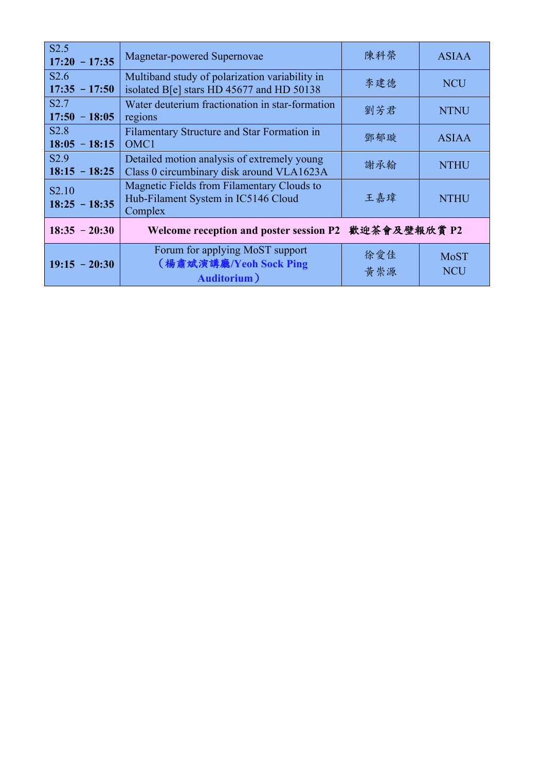| | | | |
|---|---|---|---|
| S2.5 **17:20 － 17:35** | Magnetar-powered Supernovae | 陳科榮 | ASIAA |
| S2.6 **17:35 － 17:50** | Multiband study of polarization variability in isolated B[e] stars HD 45677 and HD 50138 | 李建德 | NCU |
| S2.7 **17:50 － 18:05** | Water deuterium fractionation in star-formation regions | 劉芳君 | NTNU |
| S2.8 **18:05 － 18:15** | Filamentary Structure and Star Formation in OMC1 | 鄧郁璇 | ASIAA |
| S2.9 **18:15 － 18:25** | Detailed motion analysis of extremely young Class 0 circumbinary disk around VLA1623A | 謝承翰 | NTHU |
| S2.10 **18:25 － 18:35** | Magnetic Fields from Filamentary Clouds to Hub-Filament System in IC5146 Cloud Complex | 王嘉瑋 | NTHU |
| **18:35 － 20:30** | **Welcome reception and poster session P2 歡迎茶會及壁報欣賞 P2** | | |
| **19:15 － 20:30** | Forum for applying MoST support **（楊肅斌演講廳/Yeoh Sock Ping Auditorium）** | 徐愛佳 黃崇源 | MoST NCU |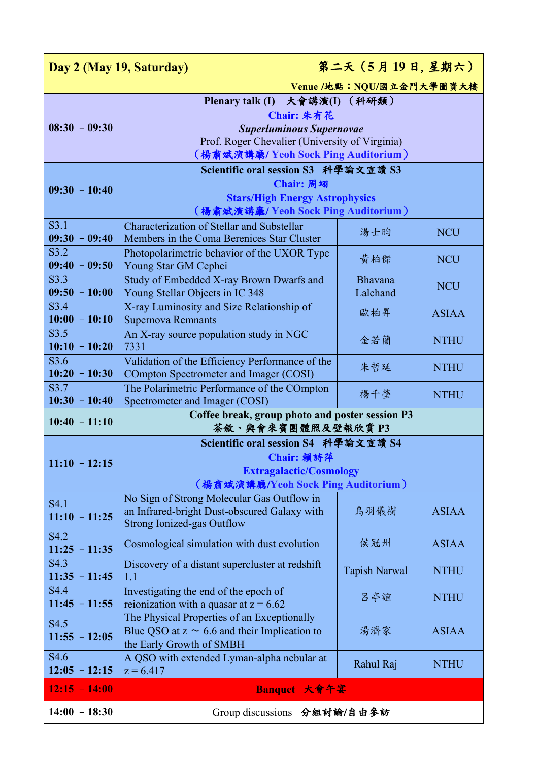| Day 2 (May 19, Saturday) | 第二天（5月19日, 星期六） | | |
|---|---|---|---|
| | Venue /地點：NQU/國立金門大學圖資大樓 | | |
| 08:30 – 09:30 | **Plenary talk (I)　大會講演(I)（科研類）**<br>Chair: 朱有花<br>***Superluminous Supernovae***<br>Prof. Roger Chevalier (University of Virginia)<br>（楊肅斌演講廳/ Yeoh Sock Ping Auditorium） | | |
| 09:30 – 10:40 | **Scientific oral session S3　科學論文宣讀 S3**<br>Chair: 周翊<br>Stars/High Energy Astrophysics<br>（楊肅斌演講廳/ Yeoh Sock Ping Auditorium） | | |
| S3.1<br>09:30 – 09:40 | Characterization of Stellar and Substellar Members in the Coma Berenices Star Cluster | 湯士昀 | NCU |
| S3.2<br>09:40 – 09:50 | Photopolarimetric behavior of the UXOR Type Young Star GM Cephei | 黃柏傑 | NCU |
| S3.3<br>09:50 – 10:00 | Study of Embedded X-ray Brown Dwarfs and Young Stellar Objects in IC 348 | Bhavana Lalchand | NCU |
| S3.4<br>10:00 – 10:10 | X-ray Luminosity and Size Relationship of Supernova Remnants | 歐柏昇 | ASIAA |
| S3.5<br>10:10 – 10:20 | An X-ray source population study in NGC 7331 | 金若蘭 | NTHU |
| S3.6<br>10:20 – 10:30 | Validation of the Efficiency Performance of the COmpton Spectrometer and Imager (COSI) | 朱哲延 | NTHU |
| S3.7<br>10:30 – 10:40 | The Polarimetric Performance of the COmpton Spectrometer and Imager (COSI) | 楊千瑩 | NTHU |
| 10:40 – 11:10 | **Coffee break, group photo and poster session P3**<br>**茶敘、與會來賓團體照及壁報欣賞 P3** | | |
| 11:10 – 12:15 | **Scientific oral session S4　科學論文宣讀 S4**<br>Chair: 賴詩萍<br>Extragalactic/Cosmology<br>（楊肅斌演講廳/Yeoh Sock Ping Auditorium） | | |
| S4.1<br>11:10 – 11:25 | No Sign of Strong Molecular Gas Outflow in an Infrared-bright Dust-obscured Galaxy with Strong Ionized-gas Outflow | 鳥羽儀樹 | ASIAA |
| S4.2<br>11:25 – 11:35 | Cosmological simulation with dust evolution | 侯冠州 | ASIAA |
| S4.3<br>11:35 – 11:45 | Discovery of a distant supercluster at redshift 1.1 | Tapish Narwal | NTHU |
| S4.4<br>11:45 – 11:55 | Investigating the end of the epoch of reionization with a quasar at z = 6.62 | 呂亭誼 | NTHU |
| S4.5<br>11:55 – 12:05 | The Physical Properties of an Exceptionally Blue QSO at z ～ 6.6 and their Implication to the Early Growth of SMBH | 湯濟家 | ASIAA |
| S4.6<br>12:05 – 12:15 | A QSO with extended Lyman-alpha nebular at z = 6.417 | Rahul Raj | NTHU |
| 12:15 – 14:00 | **Banquet　大會午宴** | | |
| 14:00 – 18:30 | Group discussions　分組討論/自由參訪 | | |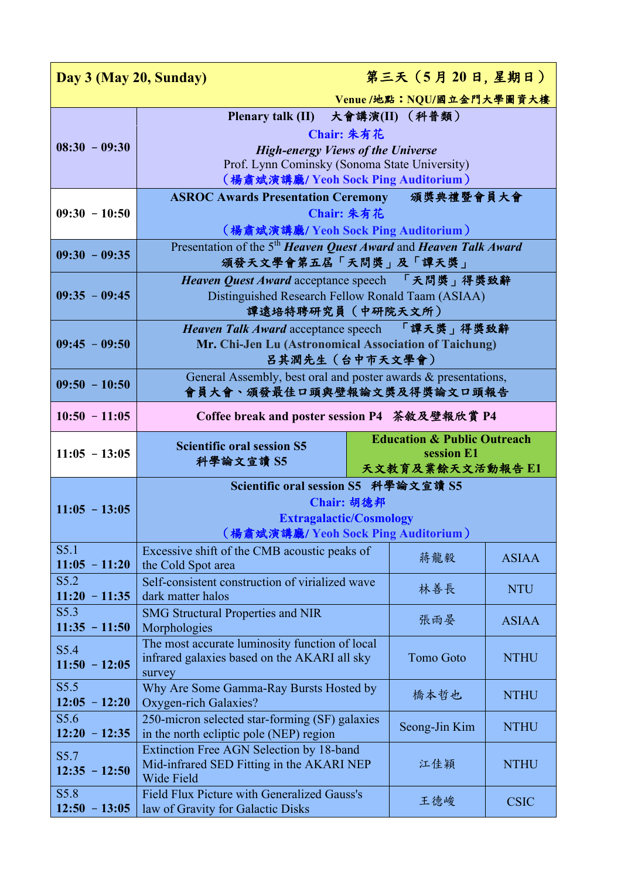| **Day 3 (May 20, Sunday)** | **第三天（5 月 20 日, 星期日）** Venue /地點：NQU/國立金門大學圖資大樓 | | |
|---|---|---|---|
| 08:30 － 09:30 | **Plenary talk (II)　大會講演(II) （科普類）** Chair: 朱有花 ***High-energy Views of the Universe*** Prof. Lynn Cominsky (Sonoma State University) （楊肅斌演講廳/ Yeoh Sock Ping Auditorium） | | |
| 09:30 － 10:50 | **ASROC Awards Presentation Ceremony　頒獎典禮暨會員大會** Chair: 朱有花 （楊肅斌演講廳/ Yeoh Sock Ping Auditorium） | | |
| 09:30 － 09:35 | Presentation of the 5th ***Heaven Quest Award*** and ***Heaven Talk Award*** 頒發天文學會第五屆「天問獎」及「譚天獎」 | | |
| 09:35 － 09:45 | ***Heaven Quest Award*** acceptance speech　「天問獎」得獎致辭 Distinguished Research Fellow Ronald Taam (ASIAA) 譚遠培特聘研究員（中研院天文所） | | |
| 09:45 － 09:50 | ***Heaven Talk Award*** acceptance speech　「譚天獎」得獎致辭 **Mr. Chi-Jen Lu (Astronomical Association of Taichung)** 呂其潤先生（台中市天文學會） | | |
| 09:50 － 10:50 | General Assembly, best oral and poster awards & presentations, 會員大會、頒發最佳口頭與壁報論文獎及得獎論文口頭報告 | | |
| 10:50 － 11:05 | **Coffee break and poster session P4　茶敘及壁報欣賞 P4** | | |
| 11:05 － 13:05 | **Scientific oral session S5** **科學論文宣讀 S5** | **Education & Public Outreach session E1** **天文教育及業餘天文活動報告 E1** | |
| 11:05 － 13:05 | **Scientific oral session S5　科學論文宣讀 S5** Chair: 胡德邦 Extragalactic/Cosmology （楊肅斌演講廳/ Yeoh Sock Ping Auditorium） | | |
| S5.1 11:05 － 11:20 | Excessive shift of the CMB acoustic peaks of the Cold Spot area | 蔣龍毅 | ASIAA |
| S5.2 11:20 － 11:35 | Self-consistent construction of virialized wave dark matter halos | 林善長 | NTU |
| S5.3 11:35 － 11:50 | SMG Structural Properties and NIR Morphologies | 張雨晏 | ASIAA |
| S5.4 11:50 － 12:05 | The most accurate luminosity function of local infrared galaxies based on the AKARI all sky survey | Tomo Goto | NTHU |
| S5.5 12:05 － 12:20 | Why Are Some Gamma-Ray Bursts Hosted by Oxygen-rich Galaxies? | 橋本哲也 | NTHU |
| S5.6 12:20 － 12:35 | 250-micron selected star-forming (SF) galaxies in the north ecliptic pole (NEP) region | Seong-Jin Kim | NTHU |
| S5.7 12:35 － 12:50 | Extinction Free AGN Selection by 18-band Mid-infrared SED Fitting in the AKARI NEP Wide Field | 江佳穎 | NTHU |
| S5.8 12:50 － 13:05 | Field Flux Picture with Generalized Gauss's law of Gravity for Galactic Disks | 王德峻 | CSIC |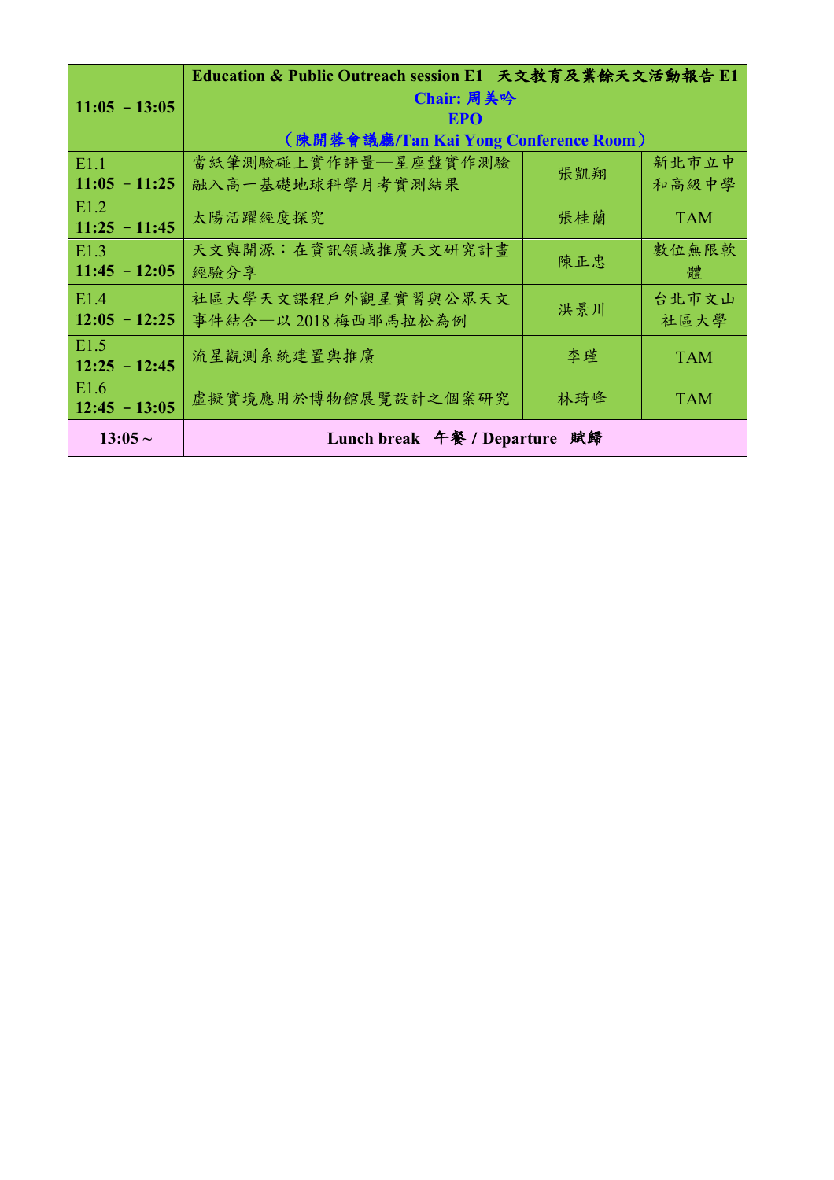| | | | |
|---|---|---|---|
| **11:05 －13:05** | **Education & Public Outreach session E1 天文教育及業餘天文活動報告 E1**<br>**Chair: 周美吟**<br>**EPO**<br>**（陳開蓉會議廳/Tan Kai Yong Conference Room）** | | |
| E1.1<br>**11:05 －11:25** | 當紙筆測驗碰上實作評量—星座盤實作測驗融入高一基礎地球科學月考實測結果 | 張凱翔 | 新北市立中和高級中學 |
| E1.2<br>**11:25 －11:45** | 太陽活躍經度探究 | 張桂蘭 | TAM |
| E1.3<br>**11:45 －12:05** | 天文與開源：在資訊領域推廣天文研究計畫經驗分享 | 陳正忠 | 數位無限軟體 |
| E1.4<br>**12:05 －12:25** | 社區大學天文課程戶外觀星實習與公眾天文事件結合—以 2018 梅西耶馬拉松為例 | 洪景川 | 台北市文山社區大學 |
| E1.5<br>**12:25 －12:45** | 流星觀測系統建置與推廣 | 李瑾 | TAM |
| E1.6<br>**12:45 －13:05** | 虛擬實境應用於博物館展覽設計之個案研究 | 林琦峰 | TAM |
| **13:05 ~** | **Lunch break 午餐 / Departure 賦歸** | | |